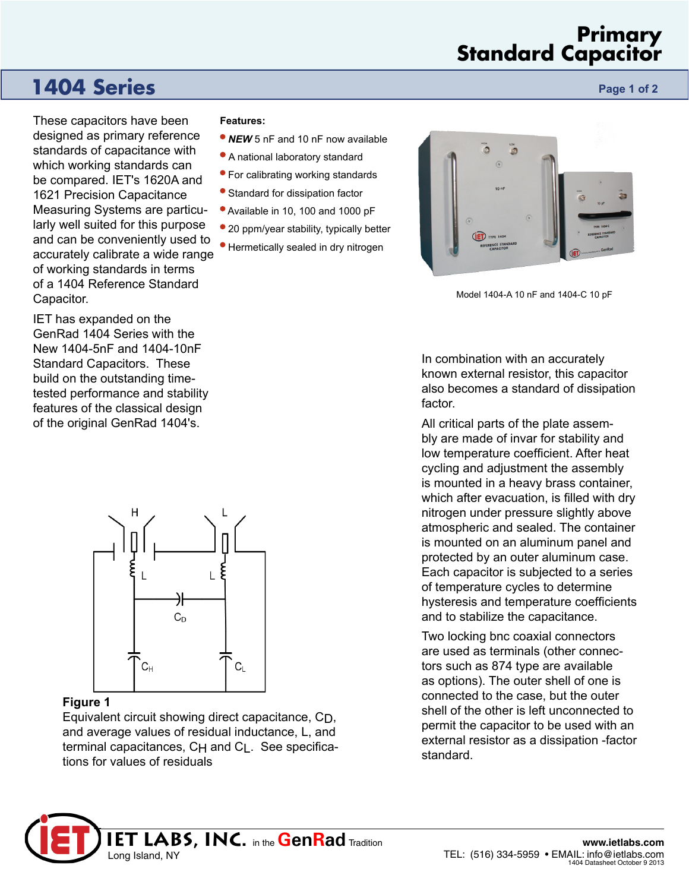# Primary Standard Capacitor

## 1404 Series

These capacitors have been designed as primary reference standards of capacitance with which working standards can be compared. IET's 1620A and 1621 Precision Capacitance Measuring Systems are particularly well suited for this purpose and can be conveniently used to accurately calibrate a wide range of working standards in terms of a 1404 Reference Standard Capacitor.

IET has expanded on the GenRad 1404 Series with the New 1404-5nF and 1404-10nF Standard Capacitors. These build on the outstanding time-tested performance and stability features of the classical design of the original GenRad 1404's.

**Features:**

- ***NEW*** 5 nF and 10 nF now available
- A national laboratory standard
- For calibrating working standards
- Standard for dissipation factor
- Available in 10, 100 and 1000 pF
- 20 ppm/year stability, typically better
- Hermetically sealed in dry nitrogen

Model 1404-A 10 nF and 1404-C 10 pF

**Figure 1**
Equivalent circuit showing direct capacitance, $C_D$, and average values of residual inductance, L, and terminal capacitances, $C_H$ and $C_L$. See specifications for values of residuals

In combination with an accurately known external resistor, this capacitor also becomes a standard of dissipation factor.

All critical parts of the plate assembly are made of invar for stability and low temperature coefficient. After heat cycling and adjustment the assembly is mounted in a heavy brass container, which after evacuation, is filled with dry nitrogen under pressure slightly above atmospheric and sealed. The container is mounted on an aluminum panel and protected by an outer aluminum case. Each capacitor is subjected to a series of temperature cycles to determine hysteresis and temperature coefficients and to stabilize the capacitance.

Two locking bnc coaxial connectors are used as terminals (other connectors such as 874 type are available as options). The outer shell of one is connected to the case, but the outer shell of the other is left unconnected to permit the capacitor to be used with an external resistor as a dissipation -factor standard.

IET LABS, INC. in the GenRad Tradition
Long Island, NY

www.ietlabs.com
TEL: (516) 334-5959 • EMAIL: info@ietlabs.com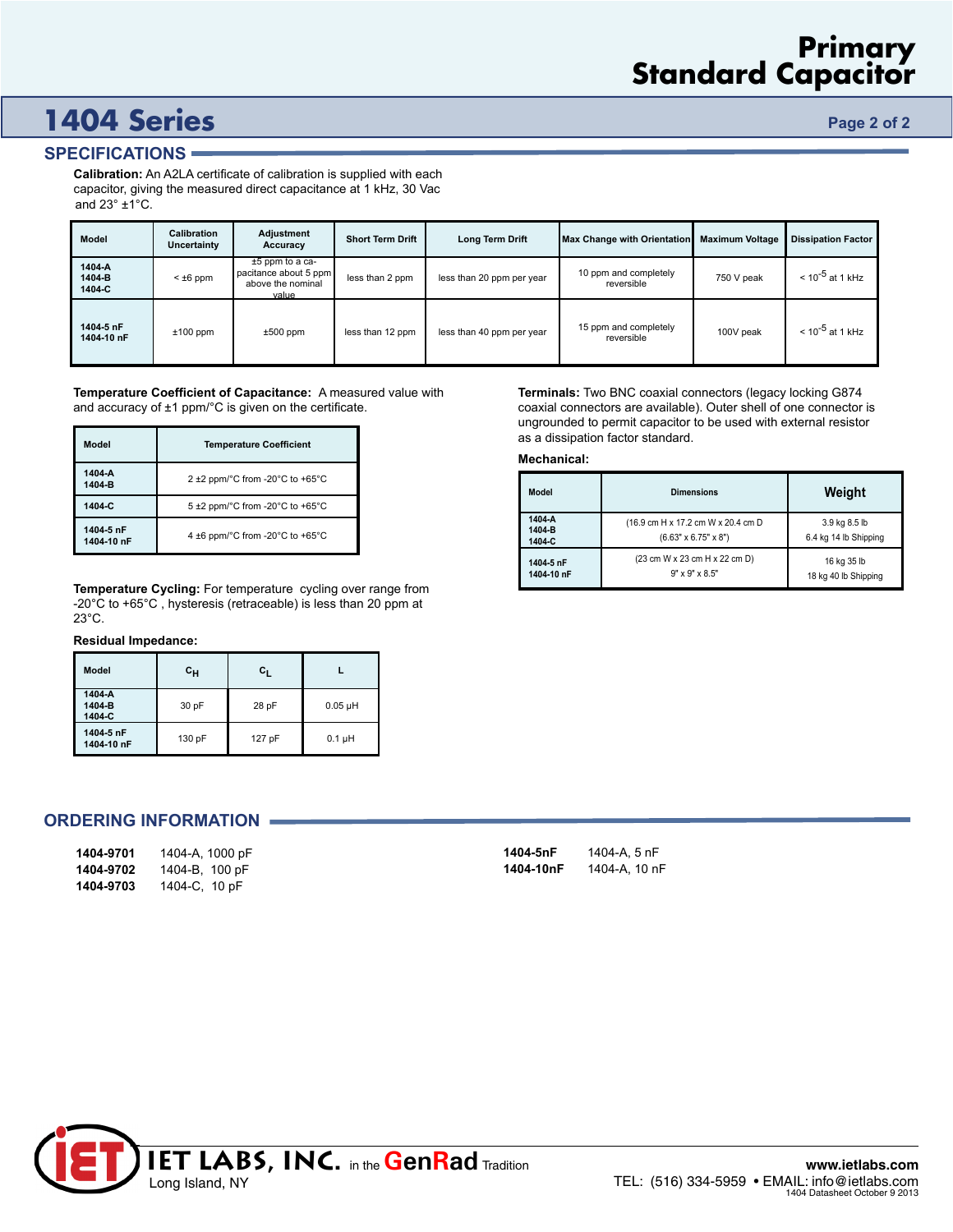# Primary Standard Capacitor

## 1404 Series

## SPECIFICATIONS

**Calibration:** An A2LA certificate of calibration is supplied with each capacitor, giving the measured direct capacitance at 1 kHz, 30 Vac and 23° ±1°C.

| Model | Calibration Uncertainty | Adjustment Accuracy | Short Term Drift | Long Term Drift | Max Change with Orientation | Maximum Voltage | Dissipation Factor |
|---|---|---|---|---|---|---|---|
| 1404-A<br>1404-B<br>1404-C | < ±6 ppm | ±5 ppm to a capacitance about 5 ppm above the nominal value | less than 2 ppm | less than 20 ppm per year | 10 ppm and completely reversible | 750 V peak | < $10^{-5}$ at 1 kHz |
| 1404-5 nF<br>1404-10 nF | ±100 ppm | ±500 ppm | less than 12 ppm | less than 40 ppm per year | 15 ppm and completely reversible | 100V peak | < $10^{-5}$ at 1 kHz |

**Temperature Coefficient of Capacitance:** A measured value with and accuracy of ±1 ppm/°C is given on the certificate.

| Model | Temperature Coefficient |
|---|---|
| 1404-A<br>1404-B | 2 ±2 ppm/°C from -20°C to +65°C |
| 1404-C | 5 ±2 ppm/°C from -20°C to +65°C |
| 1404-5 nF<br>1404-10 nF | 4 ±6 ppm/°C from -20°C to +65°C |

**Temperature Cycling:** For temperature cycling over range from -20°C to +65°C , hysteresis (retraceable) is less than 20 ppm at 23°C.

**Residual Impedance:**

| Model | $C_H$ | $C_L$ | L |
|---|---|---|---|
| 1404-A<br>1404-B<br>1404-C | 30 pF | 28 pF | 0.05 µH |
| 1404-5 nF<br>1404-10 nF | 130 pF | 127 pF | 0.1 µH |

**Terminals:** Two BNC coaxial connectors (legacy locking G874 coaxial connectors are available). Outer shell of one connector is ungrounded to permit capacitor to be used with external resistor as a dissipation factor standard.

**Mechanical:**

| Model | Dimensions | Weight |
|---|---|---|
| 1404-A<br>1404-B<br>1404-C | (16.9 cm H x 17.2 cm W x 20.4 cm D<br>(6.63" x 6.75" x 8") | 3.9 kg 8.5 lb<br>6.4 kg 14 lb Shipping |
| 1404-5 nF<br>1404-10 nF | (23 cm W x 23 cm H x 22 cm D)<br>9" x 9" x 8.5" | 16 kg 35 lb<br>18 kg 40 lb Shipping |

## ORDERING INFORMATION

| | |
|---|---|
| **1404-9701** | 1404-A, 1000 pF |
| **1404-9702** | 1404-B, 100 pF |
| **1404-9703** | 1404-C, 10 pF |
| **1404-5nF** | 1404-A, 5 nF |
| **1404-10nF** | 1404-A, 10 nF |

IET LABS, INC. in the GenRad Tradition
Long Island, NY

www.ietlabs.com
TEL: (516) 334-5959 • EMAIL: info@ietlabs.com
1404 Datasheet October 9 2013